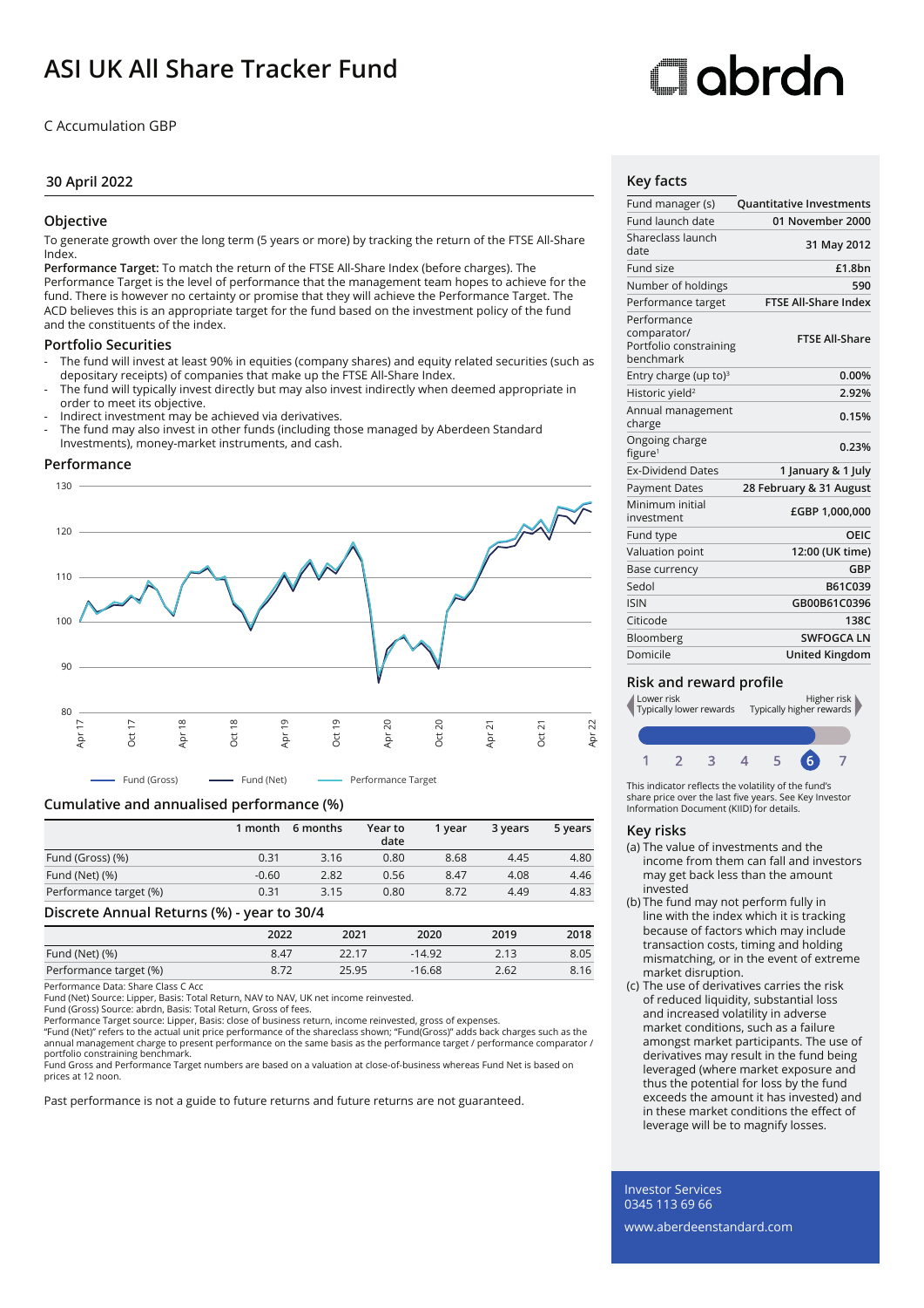# ASI UK All Share Tracker Fund

C Accumulation GBP

30 April 2022

## Objective

To generate growth over the long term (5 years or more) by tracking the return of the FTSE All-Share Index.

**Performance Target:** To match the return of the FTSE All-Share Index (before charges). The Performance Target is the level of performance that the management team hopes to achieve for the fund. There is however no certainty or promise that they will achieve the Performance Target. The ACD believes this is an appropriate target for the fund based on the investment policy of the fund and the constituents of the index.

## Portfolio Securities

- The fund will invest at least 90% in equities (company shares) and equity related securities (such as depositary receipts) of companies that make up the FTSE All-Share Index.
- The fund will typically invest directly but may also invest indirectly when deemed appropriate in order to meet its objective.
- Indirect investment may be achieved via derivatives.
- The fund may also invest in other funds (including those managed by Aberdeen Standard Investments), money-market instruments, and cash.

## Performance

Fund (Gross) — Fund (Net) — Performance Target

## Cumulative and annualised performance (%)

| | 1 month | 6 months | Year to date | 1 year | 3 years | 5 years |
|---|---|---|---|---|---|---|
| Fund (Gross) (%) | 0.31 | 3.16 | 0.80 | 8.68 | 4.45 | 4.80 |
| Fund (Net) (%) | -0.60 | 2.82 | 0.56 | 8.47 | 4.08 | 4.46 |
| Performance target (%) | 0.31 | 3.15 | 0.80 | 8.72 | 4.49 | 4.83 |

## Discrete Annual Returns (%) - year to 30/4

| | 2022 | 2021 | 2020 | 2019 | 2018 |
|---|---|---|---|---|---|
| Fund (Net) (%) | 8.47 | 22.17 | -14.92 | 2.13 | 8.05 |
| Performance target (%) | 8.72 | 25.95 | -16.68 | 2.62 | 8.16 |

Performance Data: Share Class C Acc
Fund (Net) Source: Lipper, Basis: Total Return, NAV to NAV, UK net income reinvested.
Fund (Gross) Source: abrdn, Basis: Total Return, Gross of fees.
Performance Target source: Lipper, Basis: close of business return, income reinvested, gross of expenses.
"Fund (Net)" refers to the actual unit price performance of the shareclass shown; "Fund(Gross)" adds back charges such as the annual management charge to present performance on the same basis as the performance target / performance comparator / portfolio constraining benchmark.
Fund Gross and Performance Target numbers are based on a valuation at close-of-business whereas Fund Net is based on prices at 12 noon.

Past performance is not a guide to future returns and future returns are not guaranteed.

## Key facts

| | |
|---|---|
| Fund manager (s) | Quantitative Investments |
| Fund launch date | 01 November 2000 |
| Shareclass launch date | 31 May 2012 |
| Fund size | £1.8bn |
| Number of holdings | 590 |
| Performance target | FTSE All-Share Index |
| Performance comparator/ Portfolio constraining benchmark | FTSE All-Share |
| Entry charge (up to)[3] | 0.00% |
| Historic yield[2] | 2.92% |
| Annual management charge | 0.15% |
| Ongoing charge figure[1] | 0.23% |
| Ex-Dividend Dates | 1 January & 1 July |
| Payment Dates | 28 February & 31 August |
| Minimum initial investment | £GBP 1,000,000 |
| Fund type | OEIC |
| Valuation point | 12:00 (UK time) |
| Base currency | GBP |
| Sedol | B61C039 |
| ISIN | GB00B61C0396 |
| Citicode | 138C |
| Bloomberg | SWFOGCA LN |
| Domicile | United Kingdom |

## Risk and reward profile

Lower risk — Typically lower rewards | Higher risk — Typically higher rewards

1 2 3 4 5 **6** 7

This indicator reflects the volatility of the fund's share price over the last five years. See Key Investor Information Document (KIID) for details.

## Key risks

(a) The value of investments and the income from them can fall and investors may get back less than the amount invested

(b) The fund may not perform fully in line with the index which it is tracking because of factors which may include transaction costs, timing and holding mismatching, or in the event of extreme market disruption.

(c) The use of derivatives carries the risk of reduced liquidity, substantial loss and increased volatility in adverse market conditions, such as a failure amongst market participants. The use of derivatives may result in the fund being leveraged (where market exposure and thus the potential for loss by the fund exceeds the amount it has invested) and in these market conditions the effect of leverage will be to magnify losses.

Investor Services
0345 113 69 66

www.aberdeenstandard.com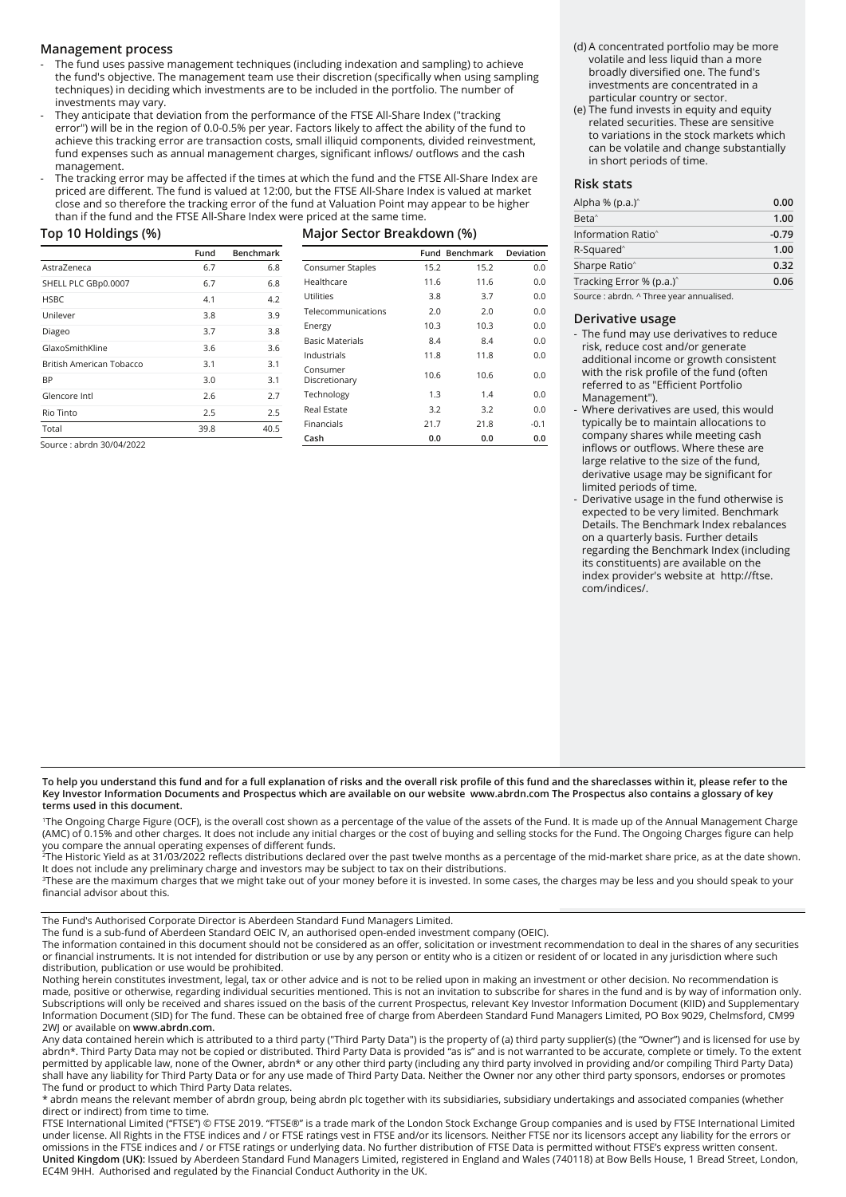## Management process

- The fund uses passive management techniques (including indexation and sampling) to achieve the fund's objective. The management team use their discretion (specifically when using sampling techniques) in deciding which investments are to be included in the portfolio. The number of investments may vary.
- They anticipate that deviation from the performance of the FTSE All-Share Index ("tracking error") will be in the region of 0.0-0.5% per year. Factors likely to affect the ability of the fund to achieve this tracking error are transaction costs, small illiquid components, divided reinvestment, fund expenses such as annual management charges, significant inflows/ outflows and the cash management.
- The tracking error may be affected if the times at which the fund and the FTSE All-Share Index are priced are different. The fund is valued at 12:00, but the FTSE All-Share Index is valued at market close and so therefore the tracking error of the fund at Valuation Point may appear to be higher than if the fund and the FTSE All-Share Index were priced at the same time.

## Top 10 Holdings (%)

| | Fund | Benchmark |
|---|---|---|
| AstraZeneca | 6.7 | 6.8 |
| SHELL PLC GBp0.0007 | 6.7 | 6.8 |
| HSBC | 4.1 | 4.2 |
| Unilever | 3.8 | 3.9 |
| Diageo | 3.7 | 3.8 |
| GlaxoSmithKline | 3.6 | 3.6 |
| British American Tobacco | 3.1 | 3.1 |
| BP | 3.0 | 3.1 |
| Glencore Intl | 2.6 | 2.7 |
| Rio Tinto | 2.5 | 2.5 |
| Total | 39.8 | 40.5 |

Source : abrdn 30/04/2022

## Major Sector Breakdown (%)

| | Fund | Benchmark | Deviation |
|---|---|---|---|
| Consumer Staples | 15.2 | 15.2 | 0.0 |
| Healthcare | 11.6 | 11.6 | 0.0 |
| Utilities | 3.8 | 3.7 | 0.0 |
| Telecommunications | 2.0 | 2.0 | 0.0 |
| Energy | 10.3 | 10.3 | 0.0 |
| Basic Materials | 8.4 | 8.4 | 0.0 |
| Industrials | 11.8 | 11.8 | 0.0 |
| Consumer Discretionary | 10.6 | 10.6 | 0.0 |
| Technology | 1.3 | 1.4 | 0.0 |
| Real Estate | 3.2 | 3.2 | 0.0 |
| Financials | 21.7 | 21.8 | -0.1 |
| **Cash** | **0.0** | **0.0** | **0.0** |

(d) A concentrated portfolio may be more volatile and less liquid than a more broadly diversified one. The fund's investments are concentrated in a particular country or sector.

(e) The fund invests in equity and equity related securities. These are sensitive to variations in the stock markets which can be volatile and change substantially in short periods of time.

## Risk stats

| | |
|---|---|
| Alpha % (p.a.)^ | 0.00 |
| Beta^ | 1.00 |
| Information Ratio^ | -0.79 |
| R-Squared^ | 1.00 |
| Sharpe Ratio^ | 0.32 |
| Tracking Error % (p.a.)^ | 0.06 |

Source : abrdn. ^ Three year annualised.

## Derivative usage

- The fund may use derivatives to reduce risk, reduce cost and/or generate additional income or growth consistent with the risk profile of the fund (often referred to as "Efficient Portfolio Management").
- Where derivatives are used, this would typically be to maintain allocations to company shares while meeting cash inflows or outflows. Where these are large relative to the size of the fund, derivative usage may be significant for limited periods of time.
- Derivative usage in the fund otherwise is expected to be very limited. Benchmark Details. The Benchmark Index rebalances on a quarterly basis. Further details regarding the Benchmark Index (including its constituents) are available on the index provider's website at http://ftse.com/indices/.

**To help you understand this fund and for a full explanation of risks and the overall risk profile of this fund and the shareclasses within it, please refer to the Key Investor Information Documents and Prospectus which are available on our website www.abrdn.com The Prospectus also contains a glossary of key terms used in this document.**

[1]The Ongoing Charge Figure (OCF), is the overall cost shown as a percentage of the value of the assets of the Fund. It is made up of the Annual Management Charge (AMC) of 0.15% and other charges. It does not include any initial charges or the cost of buying and selling stocks for the Fund. The Ongoing Charges figure can help you compare the annual operating expenses of different funds.

[2]The Historic Yield as at 31/03/2022 reflects distributions declared over the past twelve months as a percentage of the mid-market share price, as at the date shown. It does not include any preliminary charge and investors may be subject to tax on their distributions.

[3]These are the maximum charges that we might take out of your money before it is invested. In some cases, the charges may be less and you should speak to your financial advisor about this.

The Fund's Authorised Corporate Director is Aberdeen Standard Fund Managers Limited.

The fund is a sub-fund of Aberdeen Standard OEIC IV, an authorised open-ended investment company (OEIC).

The information contained in this document should not be considered as an offer, solicitation or investment recommendation to deal in the shares of any securities or financial instruments. It is not intended for distribution or use by any person or entity who is a citizen or resident of or located in any jurisdiction where such distribution, publication or use would be prohibited.

Nothing herein constitutes investment, legal, tax or other advice and is not to be relied upon in making an investment or other decision. No recommendation is made, positive or otherwise, regarding individual securities mentioned. This is not an invitation to subscribe for shares in the fund and is by way of information only. Subscriptions will only be received and shares issued on the basis of the current Prospectus, relevant Key Investor Information Document (KIID) and Supplementary Information Document (SID) for The fund. These can be obtained free of charge from Aberdeen Standard Fund Managers Limited, PO Box 9029, Chelmsford, CM99 2WJ or available on **www.abrdn.com.**

Any data contained herein which is attributed to a third party ("Third Party Data") is the property of (a) third party supplier(s) (the "Owner") and is licensed for use by abrdn*. Third Party Data may not be copied or distributed. Third Party Data is provided "as is" and is not warranted to be accurate, complete or timely. To the extent permitted by applicable law, none of the Owner, abrdn* or any other third party (including any third party involved in providing and/or compiling Third Party Data) shall have any liability for Third Party Data or for any use made of Third Party Data. Neither the Owner nor any other third party sponsors, endorses or promotes The fund or product to which Third Party Data relates.

* abrdn means the relevant member of abrdn group, being abrdn plc together with its subsidiaries, subsidiary undertakings and associated companies (whether direct or indirect) from time to time.

FTSE International Limited ("FTSE") © FTSE 2019. "FTSE®" is a trade mark of the London Stock Exchange Group companies and is used by FTSE International Limited under license. All Rights in the FTSE indices and / or FTSE ratings vest in FTSE and/or its licensors. Neither FTSE nor its licensors accept any liability for the errors or omissions in the FTSE indices and / or FTSE ratings or underlying data. No further distribution of FTSE Data is permitted without FTSE's express written consent.

**United Kingdom (UK):** Issued by Aberdeen Standard Fund Managers Limited, registered in England and Wales (740118) at Bow Bells House, 1 Bread Street, London, EC4M 9HH. Authorised and regulated by the Financial Conduct Authority in the UK.